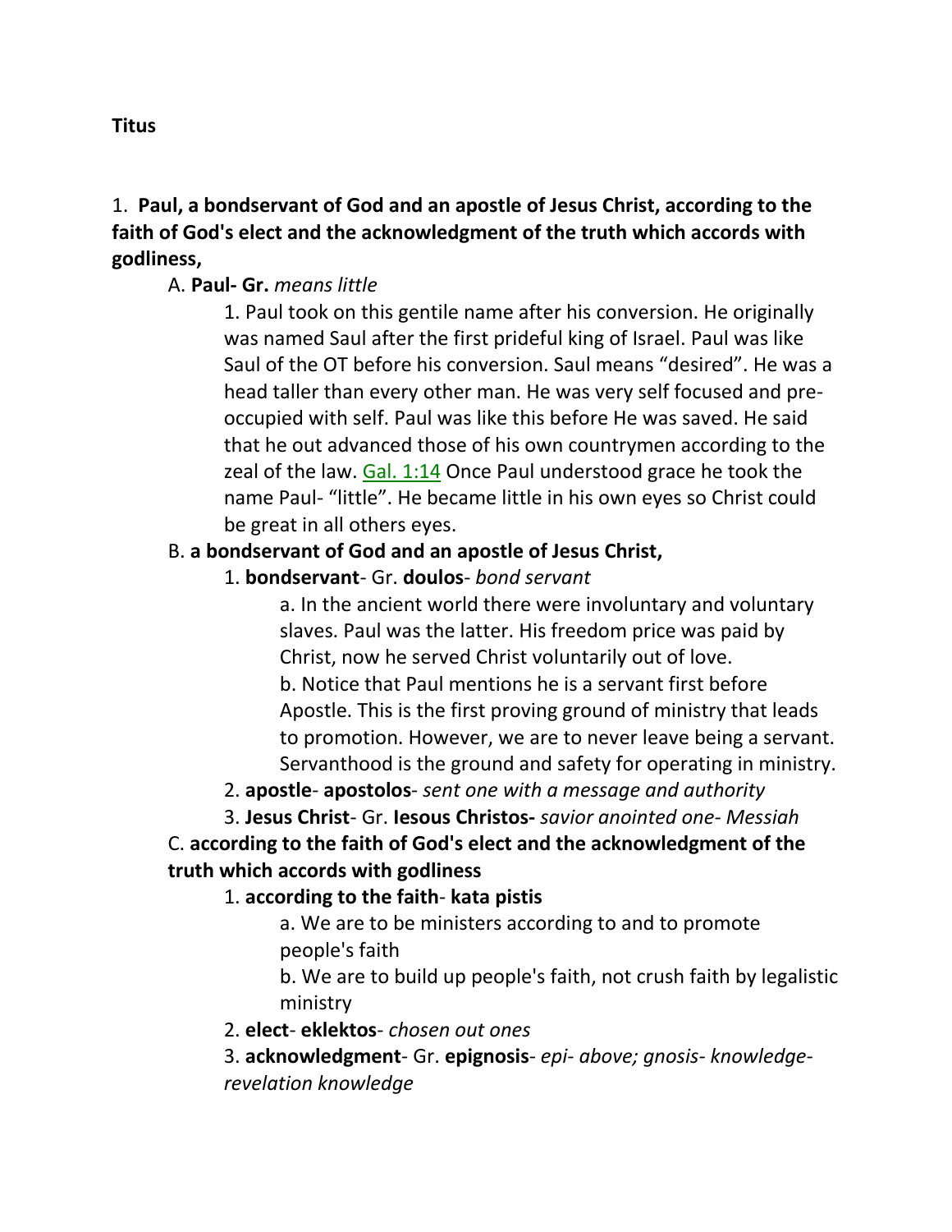**Titus**

1. **Paul, a bondservant of God and an apostle of Jesus Christ, according to the faith of God's elect and the acknowledgment of the truth which accords with godliness,**

A. **Paul- Gr.** *means little*

1. Paul took on this gentile name after his conversion. He originally was named Saul after the first prideful king of Israel. Paul was like Saul of the OT before his conversion. Saul means "desired". He was a head taller than every other man. He was very self focused and pre-occupied with self. Paul was like this before He was saved. He said that he out advanced those of his own countrymen according to the zeal of the law. Gal. 1:14 Once Paul understood grace he took the name Paul- "little". He became little in his own eyes so Christ could be great in all others eyes.

B. **a bondservant of God and an apostle of Jesus Christ,**

1. **bondservant**- Gr. **doulos**- *bond servant*

a. In the ancient world there were involuntary and voluntary slaves. Paul was the latter. His freedom price was paid by Christ, now he served Christ voluntarily out of love.

b. Notice that Paul mentions he is a servant first before Apostle. This is the first proving ground of ministry that leads to promotion. However, we are to never leave being a servant. Servanthood is the ground and safety for operating in ministry.

2. **apostle**- **apostolos**- *sent one with a message and authority*

3. **Jesus Christ**- Gr. **Iesous Christos-** *savior anointed one- Messiah*

C. **according to the faith of God's elect and the acknowledgment of the truth which accords with godliness**

1. **according to the faith**- **kata pistis**

a. We are to be ministers according to and to promote people's faith

b. We are to build up people's faith, not crush faith by legalistic ministry

2. **elect**- **eklektos**- *chosen out ones*

3. **acknowledgment**- Gr. **epignosis**- *epi- above; gnosis- knowledge- revelation knowledge*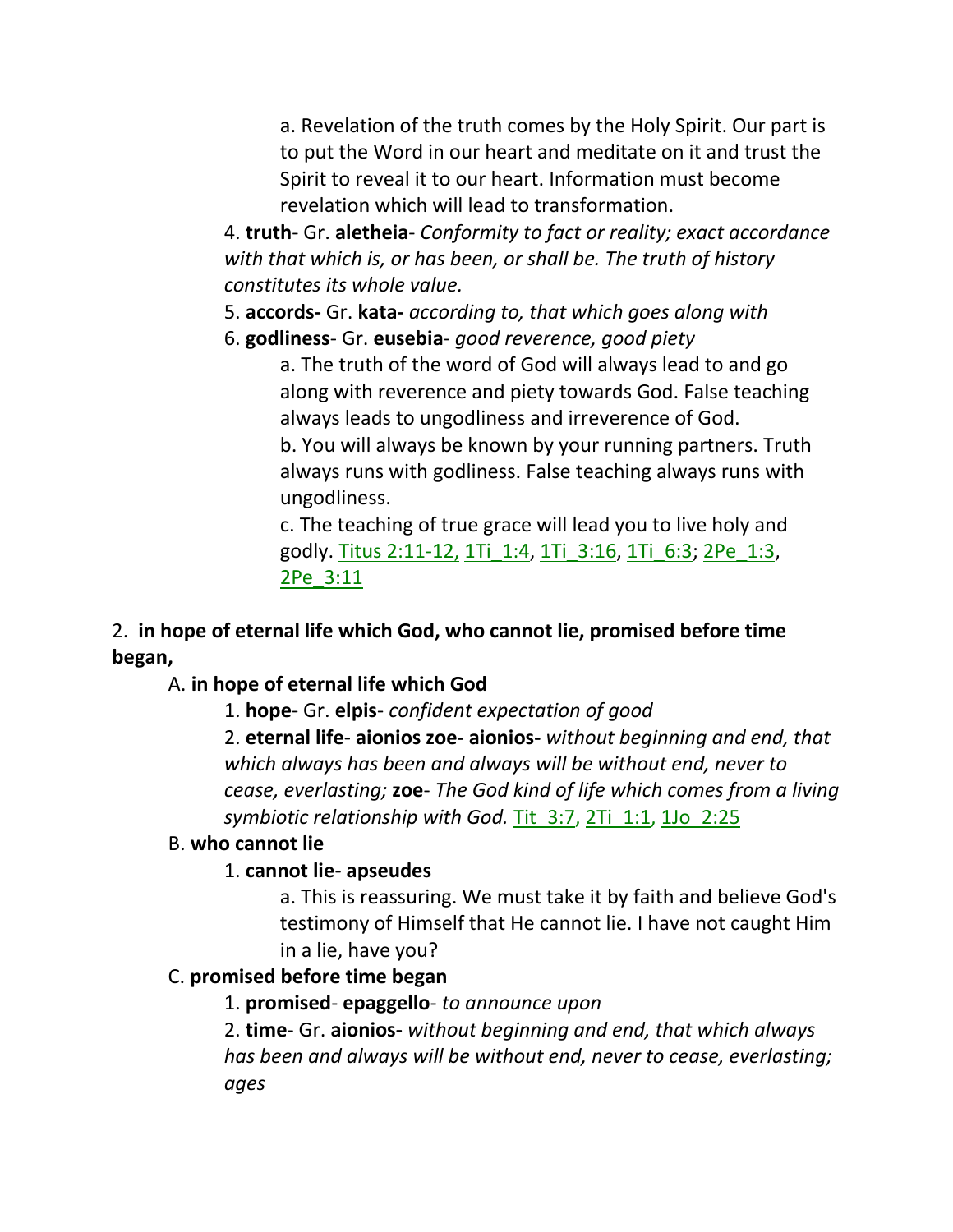a. Revelation of the truth comes by the Holy Spirit. Our part is to put the Word in our heart and meditate on it and trust the Spirit to reveal it to our heart. Information must become revelation which will lead to transformation.

4. **truth**- Gr. **aletheia**- *Conformity to fact or reality; exact accordance with that which is, or has been, or shall be. The truth of history constitutes its whole value.*

5. **accords-** Gr. **kata-** *according to, that which goes along with*

6. **godliness**- Gr. **eusebia**- *good reverence, good piety*

a. The truth of the word of God will always lead to and go along with reverence and piety towards God. False teaching always leads to ungodliness and irreverence of God.

b. You will always be known by your running partners. Truth always runs with godliness. False teaching always runs with ungodliness.

c. The teaching of true grace will lead you to live holy and godly. Titus 2:11-12, 1Ti_1:4, 1Ti_3:16, 1Ti_6:3; 2Pe_1:3, 2Pe_3:11

2. **in hope of eternal life which God, who cannot lie, promised before time began,**

A. **in hope of eternal life which God**

1. **hope**- Gr. **elpis**- *confident expectation of good*

2. **eternal life**- **aionios zoe- aionios-** *without beginning and end, that which always has been and always will be without end, never to cease, everlasting;* **zoe**- *The God kind of life which comes from a living symbiotic relationship with God.* Tit_3:7, 2Ti_1:1, 1Jo_2:25

B. **who cannot lie**

1. **cannot lie**- **apseudes**

a. This is reassuring. We must take it by faith and believe God's testimony of Himself that He cannot lie. I have not caught Him in a lie, have you?

C. **promised before time began**

1. **promised**- **epaggello**- *to announce upon*

2. **time**- Gr. **aionios-** *without beginning and end, that which always has been and always will be without end, never to cease, everlasting; ages*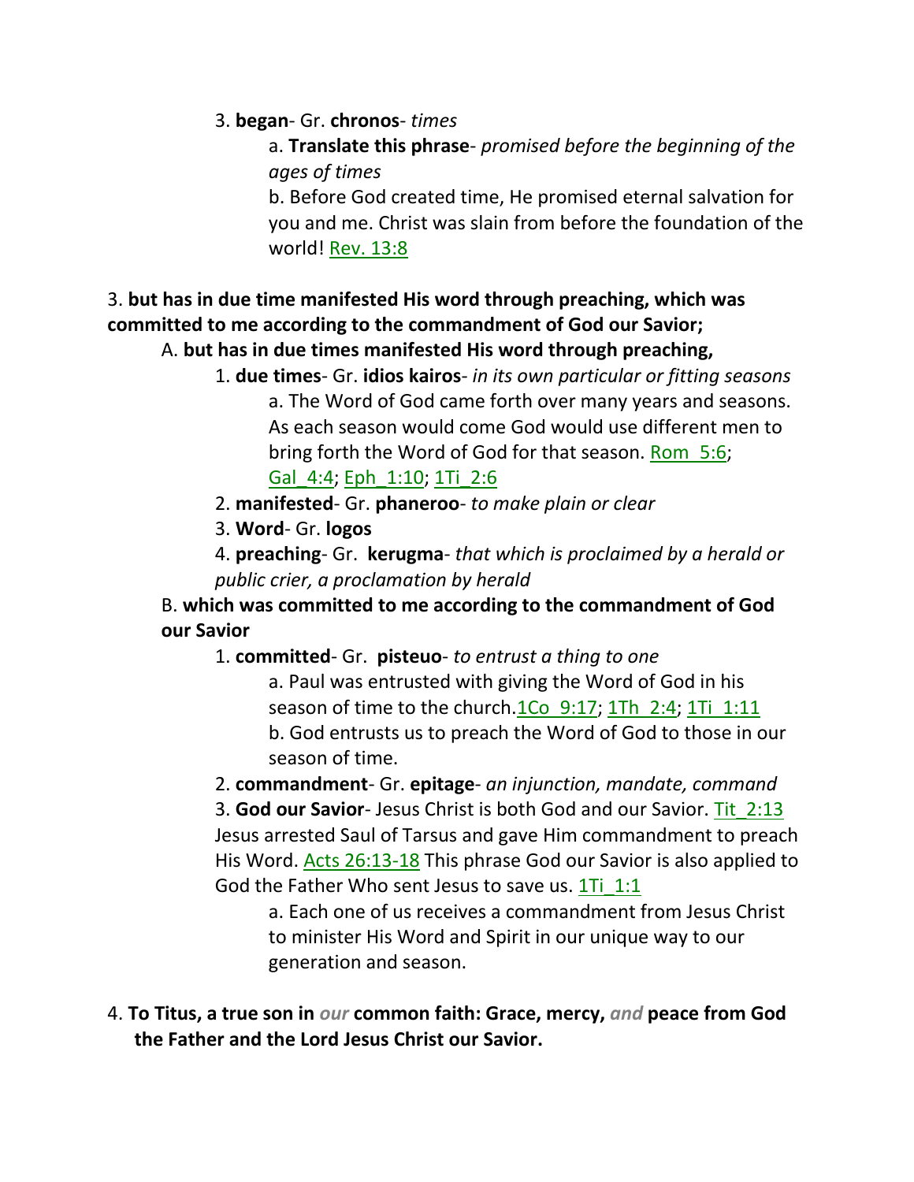3. **began**- Gr. **chronos**- *times*

a. **Translate this phrase**- *promised before the beginning of the ages of times*

b. Before God created time, He promised eternal salvation for you and me. Christ was slain from before the foundation of the world! Rev. 13:8

3. **but has in due time manifested His word through preaching, which was committed to me according to the commandment of God our Savior;**

A. **but has in due times manifested His word through preaching,**

1. **due times**- Gr. **idios kairos**- *in its own particular or fitting seasons*

a. The Word of God came forth over many years and seasons. As each season would come God would use different men to bring forth the Word of God for that season. Rom_5:6; Gal_4:4; Eph_1:10; 1Ti_2:6

2. **manifested**- Gr. **phaneroo**- *to make plain or clear*

3. **Word**- Gr. **logos**

4. **preaching**- Gr. **kerugma**- *that which is proclaimed by a herald or public crier, a proclamation by herald*

B. **which was committed to me according to the commandment of God our Savior**

1. **committed**- Gr. **pisteuo**- *to entrust a thing to one*

a. Paul was entrusted with giving the Word of God in his season of time to the church.1Co_9:17; 1Th_2:4; 1Ti_1:11

b. God entrusts us to preach the Word of God to those in our season of time.

2. **commandment**- Gr. **epitage**- *an injunction, mandate, command*

3. **God our Savior**- Jesus Christ is both God and our Savior. Tit_2:13 Jesus arrested Saul of Tarsus and gave Him commandment to preach His Word. Acts 26:13-18 This phrase God our Savior is also applied to God the Father Who sent Jesus to save us. 1Ti_1:1

a. Each one of us receives a commandment from Jesus Christ to minister His Word and Spirit in our unique way to our generation and season.

4. **To Titus, a true son in *our* common faith: Grace, mercy, *and* peace from God the Father and the Lord Jesus Christ our Savior.**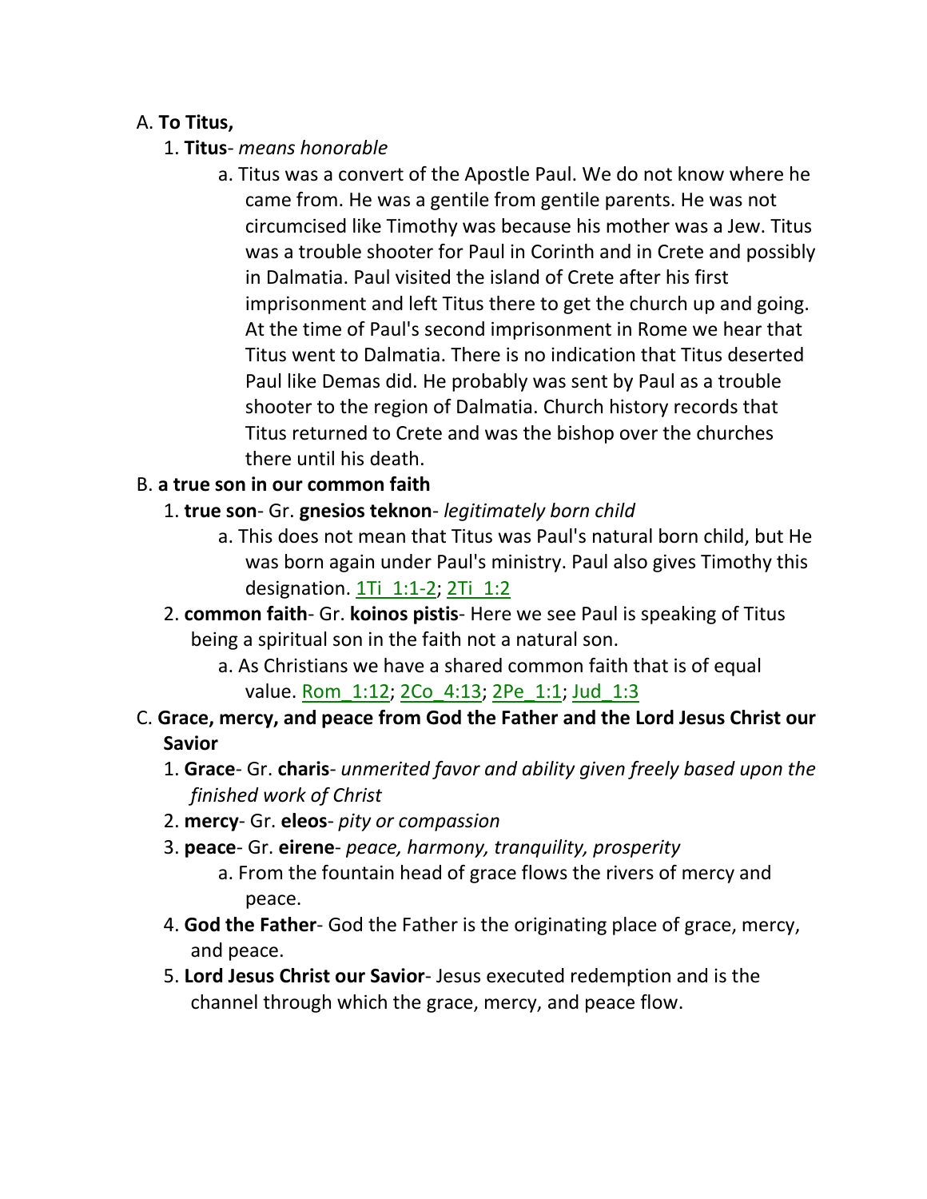A. **To Titus,**

1. **Titus**- *means honorable*

   a. Titus was a convert of the Apostle Paul. We do not know where he came from. He was a gentile from gentile parents. He was not circumcised like Timothy was because his mother was a Jew. Titus was a trouble shooter for Paul in Corinth and in Crete and possibly in Dalmatia. Paul visited the island of Crete after his first imprisonment and left Titus there to get the church up and going. At the time of Paul's second imprisonment in Rome we hear that Titus went to Dalmatia. There is no indication that Titus deserted Paul like Demas did. He probably was sent by Paul as a trouble shooter to the region of Dalmatia. Church history records that Titus returned to Crete and was the bishop over the churches there until his death.

B. **a true son in our common faith**

1. **true son**- Gr. **gnesios teknon**- *legitimately born child*

   a. This does not mean that Titus was Paul's natural born child, but He was born again under Paul's ministry. Paul also gives Timothy this designation. 1Ti_1:1-2; 2Ti_1:2

2. **common faith**- Gr. **koinos pistis**- Here we see Paul is speaking of Titus being a spiritual son in the faith not a natural son.

   a. As Christians we have a shared common faith that is of equal value. Rom_1:12; 2Co_4:13; 2Pe_1:1; Jud_1:3

C. **Grace, mercy, and peace from God the Father and the Lord Jesus Christ our Savior**

1. **Grace**- Gr. **charis**- *unmerited favor and ability given freely based upon the finished work of Christ*

2. **mercy**- Gr. **eleos**- *pity or compassion*

3. **peace**- Gr. **eirene**- *peace, harmony, tranquility, prosperity*

   a. From the fountain head of grace flows the rivers of mercy and peace.

4. **God the Father**- God the Father is the originating place of grace, mercy, and peace.

5. **Lord Jesus Christ our Savior**- Jesus executed redemption and is the channel through which the grace, mercy, and peace flow.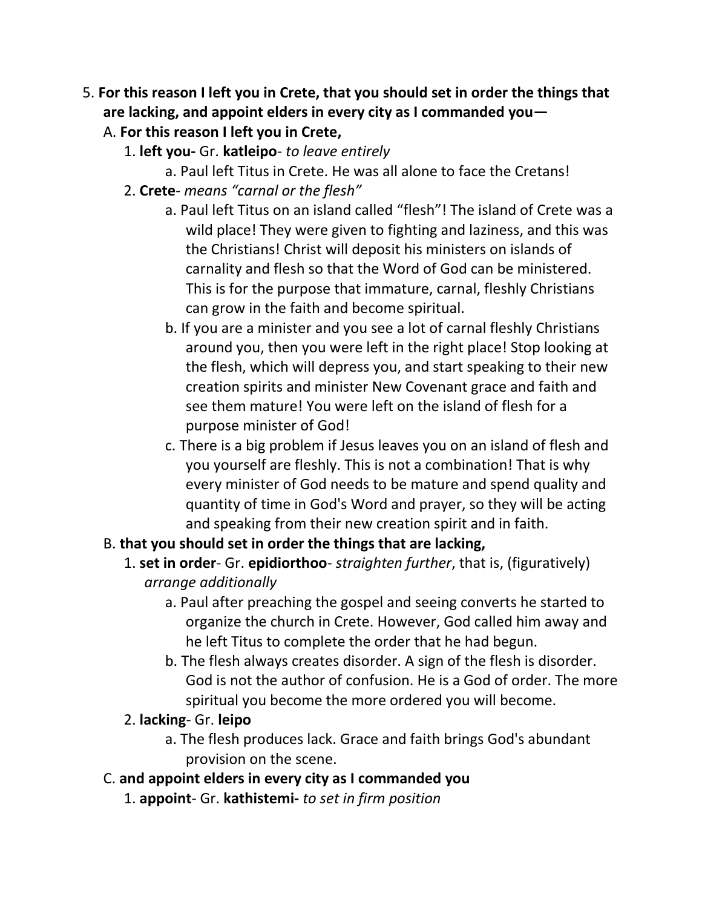5. **For this reason I left you in Crete, that you should set in order the things that are lacking, and appoint elders in every city as I commanded you—**
   - A. **For this reason I left you in Crete,**
     - 1. **left you-** Gr. **katleipo**- *to leave entirely*
       - a. Paul left Titus in Crete. He was all alone to face the Cretans!
     - 2. **Crete**- *means "carnal or the flesh"*
       - a. Paul left Titus on an island called "flesh"! The island of Crete was a wild place! They were given to fighting and laziness, and this was the Christians! Christ will deposit his ministers on islands of carnality and flesh so that the Word of God can be ministered. This is for the purpose that immature, carnal, fleshly Christians can grow in the faith and become spiritual.
       - b. If you are a minister and you see a lot of carnal fleshly Christians around you, then you were left in the right place! Stop looking at the flesh, which will depress you, and start speaking to their new creation spirits and minister New Covenant grace and faith and see them mature! You were left on the island of flesh for a purpose minister of God!
       - c. There is a big problem if Jesus leaves you on an island of flesh and you yourself are fleshly. This is not a combination! That is why every minister of God needs to be mature and spend quality and quantity of time in God's Word and prayer, so they will be acting and speaking from their new creation spirit and in faith.
   - B. **that you should set in order the things that are lacking,**
     - 1. **set in order**- Gr. **epidiorthoo**- *straighten further*, that is, (figuratively) *arrange additionally*
       - a. Paul after preaching the gospel and seeing converts he started to organize the church in Crete. However, God called him away and he left Titus to complete the order that he had begun.
       - b. The flesh always creates disorder. A sign of the flesh is disorder. God is not the author of confusion. He is a God of order. The more spiritual you become the more ordered you will become.
     - 2. **lacking**- Gr. **leipo**
       - a. The flesh produces lack. Grace and faith brings God's abundant provision on the scene.
   - C. **and appoint elders in every city as I commanded you**
     - 1. **appoint**- Gr. **kathistemi-** *to set in firm position*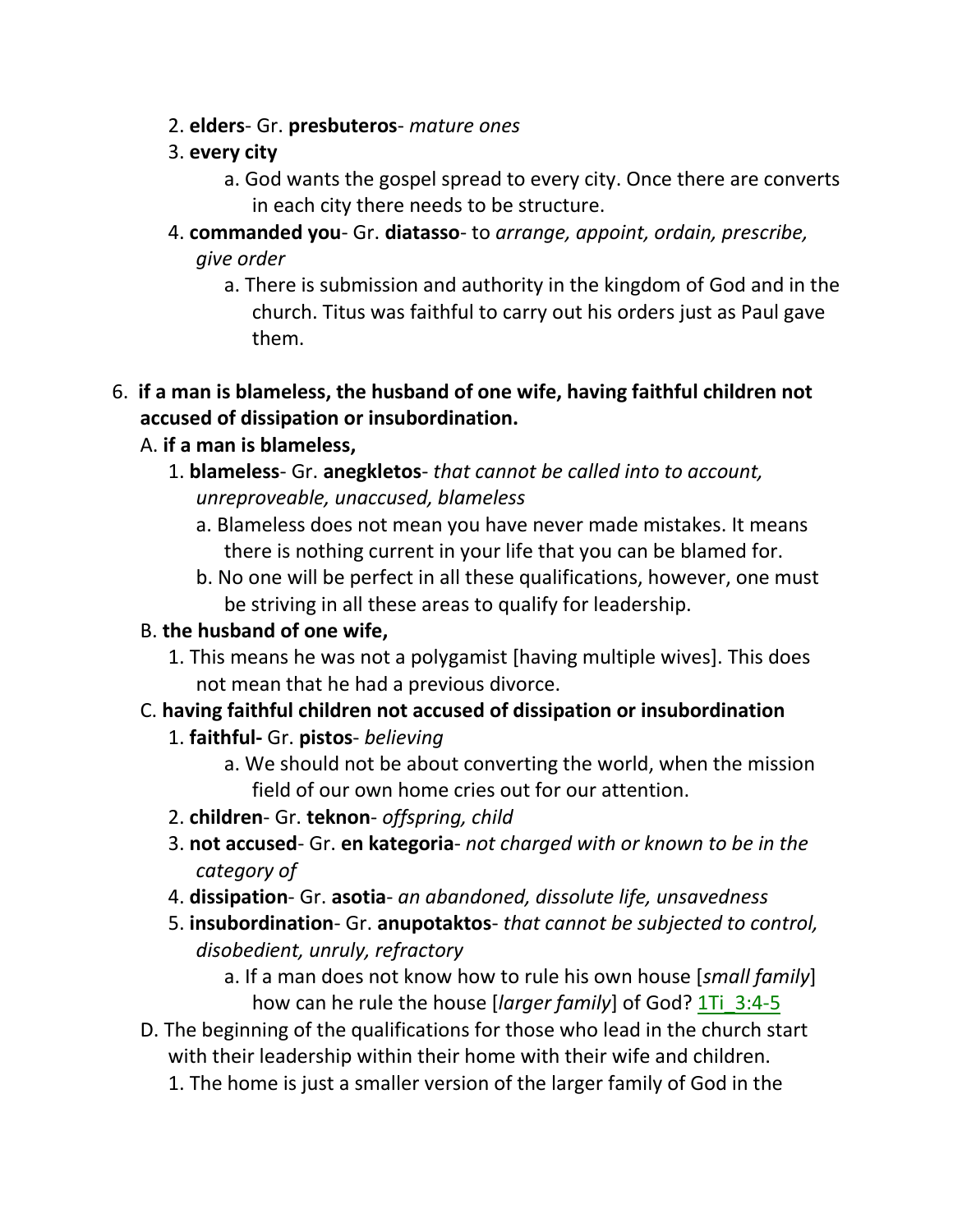2. **elders**- Gr. **presbuteros**- *mature ones*

3. **every city**

    a. God wants the gospel spread to every city. Once there are converts in each city there needs to be structure.

4. **commanded you**- Gr. **diatasso**- to *arrange, appoint, ordain, prescribe, give order*

    a. There is submission and authority in the kingdom of God and in the church. Titus was faithful to carry out his orders just as Paul gave them.

6. **if a man is blameless, the husband of one wife, having faithful children not accused of dissipation or insubordination.**

A. **if a man is blameless,**

1. **blameless**- Gr. **anegkletos**- *that cannot be called into to account, unreproveable, unaccused, blameless*

    a. Blameless does not mean you have never made mistakes. It means there is nothing current in your life that you can be blamed for.

    b. No one will be perfect in all these qualifications, however, one must be striving in all these areas to qualify for leadership.

B. **the husband of one wife,**

1. This means he was not a polygamist [having multiple wives]. This does not mean that he had a previous divorce.

C. **having faithful children not accused of dissipation or insubordination**

1. **faithful-** Gr. **pistos**- *believing*

    a. We should not be about converting the world, when the mission field of our own home cries out for our attention.

2. **children**- Gr. **teknon**- *offspring, child*

3. **not accused**- Gr. **en kategoria**- *not charged with or known to be in the category of*

4. **dissipation**- Gr. **asotia**- *an abandoned, dissolute life, unsavedness*

5. **insubordination**- Gr. **anupotaktos**- *that cannot be subjected to control, disobedient, unruly, refractory*

    a. If a man does not know how to rule his own house [*small family*] how can he rule the house [*larger family*] of God? 1Ti_3:4-5

D. The beginning of the qualifications for those who lead in the church start with their leadership within their home with their wife and children.

1. The home is just a smaller version of the larger family of God in the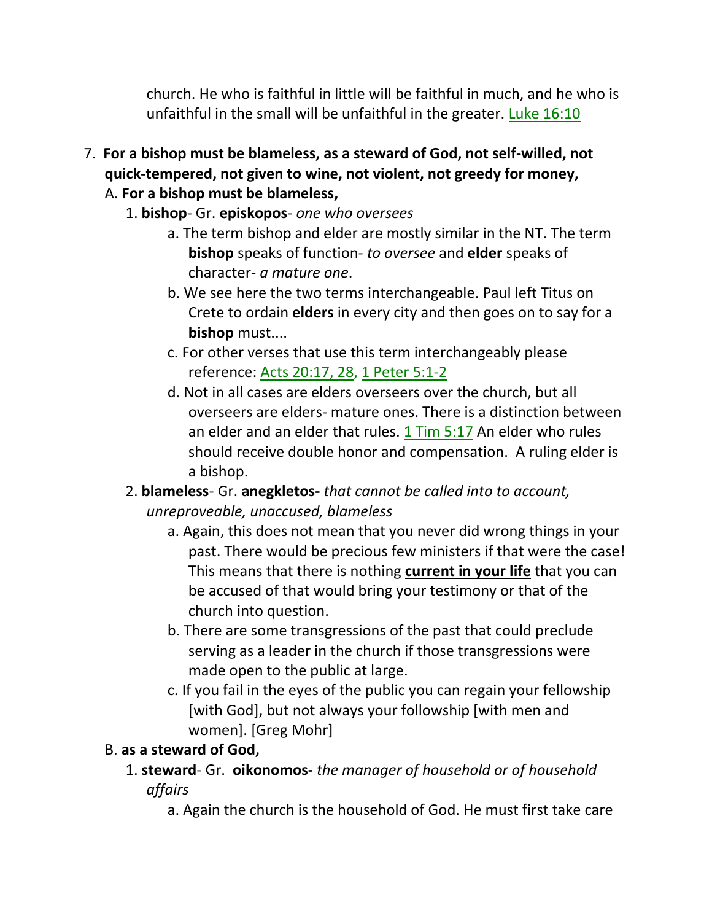church. He who is faithful in little will be faithful in much, and he who is unfaithful in the small will be unfaithful in the greater. Luke 16:10

7. **For a bishop must be blameless, as a steward of God, not self-willed, not quick-tempered, not given to wine, not violent, not greedy for money,**
   A. **For a bishop must be blameless,**
      1. **bishop**- Gr. **episkopos**- *one who oversees*
         a. The term bishop and elder are mostly similar in the NT. The term **bishop** speaks of function- *to oversee* and **elder** speaks of character- *a mature one*.
         b. We see here the two terms interchangeable. Paul left Titus on Crete to ordain **elders** in every city and then goes on to say for a **bishop** must....
         c. For other verses that use this term interchangeably please reference: Acts 20:17, 28, 1 Peter 5:1-2
         d. Not in all cases are elders overseers over the church, but all overseers are elders- mature ones. There is a distinction between an elder and an elder that rules. 1 Tim 5:17 An elder who rules should receive double honor and compensation. A ruling elder is a bishop.
      2. **blameless**- Gr. **anegkletos-** *that cannot be called into to account, unreproveable, unaccused, blameless*
         a. Again, this does not mean that you never did wrong things in your past. There would be precious few ministers if that were the case! This means that there is nothing **current in your life** that you can be accused of that would bring your testimony or that of the church into question.
         b. There are some transgressions of the past that could preclude serving as a leader in the church if those transgressions were made open to the public at large.
         c. If you fail in the eyes of the public you can regain your fellowship [with God], but not always your followship [with men and women]. [Greg Mohr]
   B. **as a steward of God,**
      1. **steward**- Gr. **oikonomos-** *the manager of household or of household affairs*
         a. Again the church is the household of God. He must first take care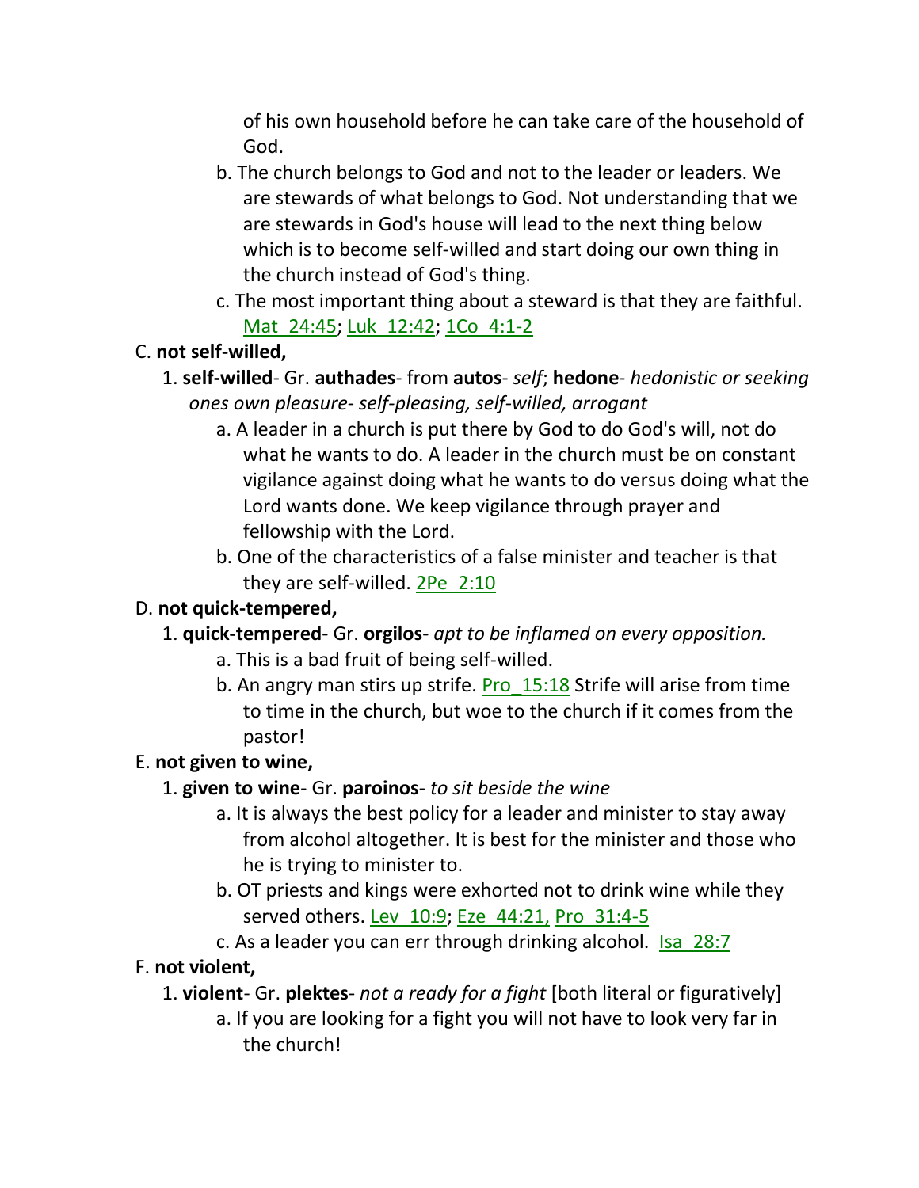of his own household before he can take care of the household of God.

b. The church belongs to God and not to the leader or leaders. We are stewards of what belongs to God. Not understanding that we are stewards in God's house will lead to the next thing below which is to become self-willed and start doing our own thing in the church instead of God's thing.

c. The most important thing about a steward is that they are faithful. Mat_24:45; Luk_12:42; 1Co_4:1-2

C. **not self-willed,**

1. **self-willed**- Gr. **authades**- from **autos**- *self*; **hedone**- *hedonistic or seeking ones own pleasure- self-pleasing, self-willed, arrogant*

a. A leader in a church is put there by God to do God's will, not do what he wants to do. A leader in the church must be on constant vigilance against doing what he wants to do versus doing what the Lord wants done. We keep vigilance through prayer and fellowship with the Lord.

b. One of the characteristics of a false minister and teacher is that they are self-willed. 2Pe_2:10

D. **not quick-tempered,**

1. **quick-tempered**- Gr. **orgilos**- *apt to be inflamed on every opposition.*

a. This is a bad fruit of being self-willed.

b. An angry man stirs up strife. Pro_15:18 Strife will arise from time to time in the church, but woe to the church if it comes from the pastor!

E. **not given to wine,**

1. **given to wine**- Gr. **paroinos**- *to sit beside the wine*

a. It is always the best policy for a leader and minister to stay away from alcohol altogether. It is best for the minister and those who he is trying to minister to.

b. OT priests and kings were exhorted not to drink wine while they served others. Lev_10:9; Eze_44:21, Pro_31:4-5

c. As a leader you can err through drinking alcohol. Isa_28:7

F. **not violent,**

1. **violent**- Gr. **plektes**- *not a ready for a fight* [both literal or figuratively]

a. If you are looking for a fight you will not have to look very far in the church!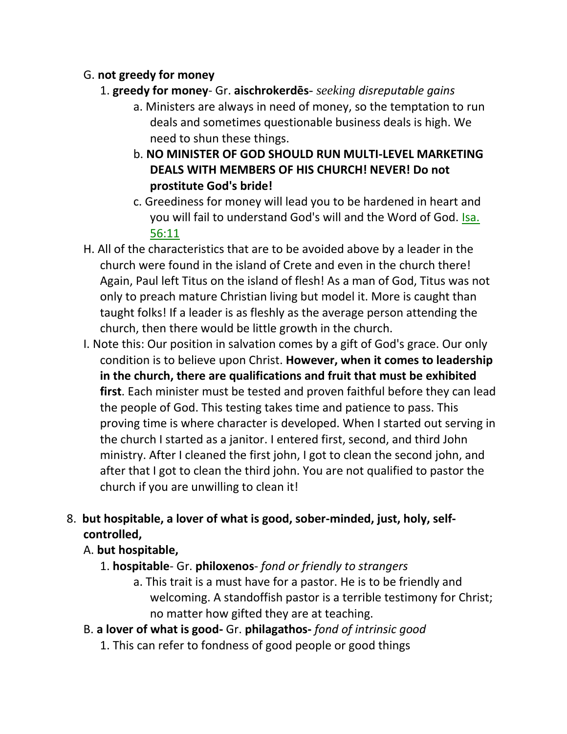G. **not greedy for money**

1. **greedy for money**- Gr. **aischrokerdēs**- *seeking disreputable gains*
    a. Ministers are always in need of money, so the temptation to run deals and sometimes questionable business deals is high. We need to shun these things.
    b. **NO MINISTER OF GOD SHOULD RUN MULTI-LEVEL MARKETING DEALS WITH MEMBERS OF HIS CHURCH! NEVER! Do not prostitute God's bride!**
    c. Greediness for money will lead you to be hardened in heart and you will fail to understand God's will and the Word of God. Isa. 56:11

H. All of the characteristics that are to be avoided above by a leader in the church were found in the island of Crete and even in the church there! Again, Paul left Titus on the island of flesh! As a man of God, Titus was not only to preach mature Christian living but model it. More is caught than taught folks! If a leader is as fleshly as the average person attending the church, then there would be little growth in the church.

I. Note this: Our position in salvation comes by a gift of God's grace. Our only condition is to believe upon Christ. **However, when it comes to leadership in the church, there are qualifications and fruit that must be exhibited first**. Each minister must be tested and proven faithful before they can lead the people of God. This testing takes time and patience to pass. This proving time is where character is developed. When I started out serving in the church I started as a janitor. I entered first, second, and third John ministry. After I cleaned the first john, I got to clean the second john, and after that I got to clean the third john. You are not qualified to pastor the church if you are unwilling to clean it!

8. **but hospitable, a lover of what is good, sober-minded, just, holy, self-controlled,**

A. **but hospitable,**

1. **hospitable**- Gr. **philoxenos**- *fond or friendly to strangers*
    a. This trait is a must have for a pastor. He is to be friendly and welcoming. A standoffish pastor is a terrible testimony for Christ; no matter how gifted they are at teaching.

B. **a lover of what is good-** Gr. **philagathos-** *fond of intrinsic good*

1. This can refer to fondness of good people or good things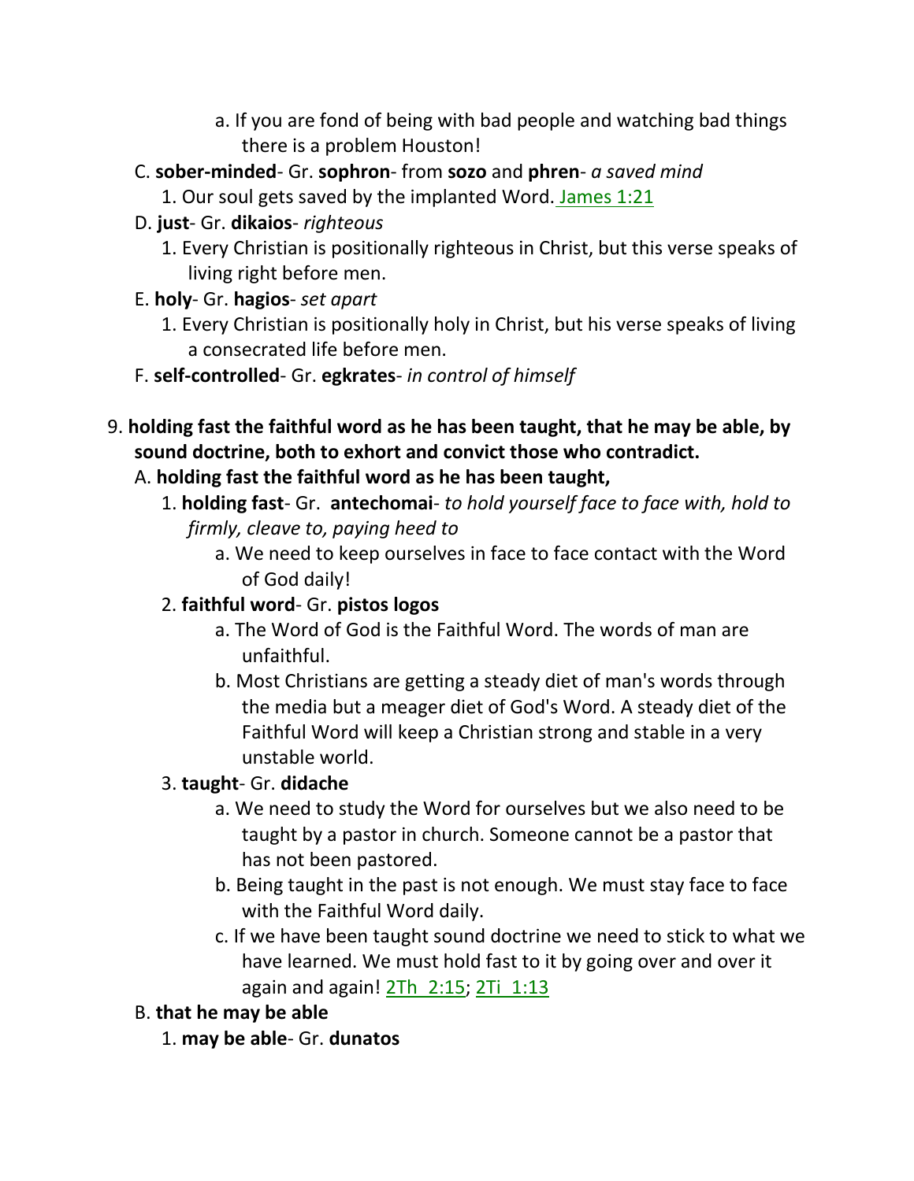a. If you are fond of being with bad people and watching bad things there is a problem Houston!

C. **sober-minded**- Gr. **sophron**- from **sozo** and **phren**- *a saved mind*

    1. Our soul gets saved by the implanted Word. James 1:21

D. **just**- Gr. **dikaios**- *righteous*

    1. Every Christian is positionally righteous in Christ, but this verse speaks of living right before men.

E. **holy**- Gr. **hagios**- *set apart*

    1. Every Christian is positionally holy in Christ, but his verse speaks of living a consecrated life before men.

F. **self-controlled**- Gr. **egkrates**- *in control of himself*

9. **holding fast the faithful word as he has been taught, that he may be able, by sound doctrine, both to exhort and convict those who contradict.**

    A. **holding fast the faithful word as he has been taught,**

    1. **holding fast**- Gr. **antechomai**- *to hold yourself face to face with, hold to firmly, cleave to, paying heed to*

        a. We need to keep ourselves in face to face contact with the Word of God daily!

    2. **faithful word**- Gr. **pistos logos**

        a. The Word of God is the Faithful Word. The words of man are unfaithful.

        b. Most Christians are getting a steady diet of man's words through the media but a meager diet of God's Word. A steady diet of the Faithful Word will keep a Christian strong and stable in a very unstable world.

    3. **taught**- Gr. **didache**

        a. We need to study the Word for ourselves but we also need to be taught by a pastor in church. Someone cannot be a pastor that has not been pastored.

        b. Being taught in the past is not enough. We must stay face to face with the Faithful Word daily.

        c. If we have been taught sound doctrine we need to stick to what we have learned. We must hold fast to it by going over and over it again and again! 2Th 2:15; 2Ti 1:13

    B. **that he may be able**

    1. **may be able**- Gr. **dunatos**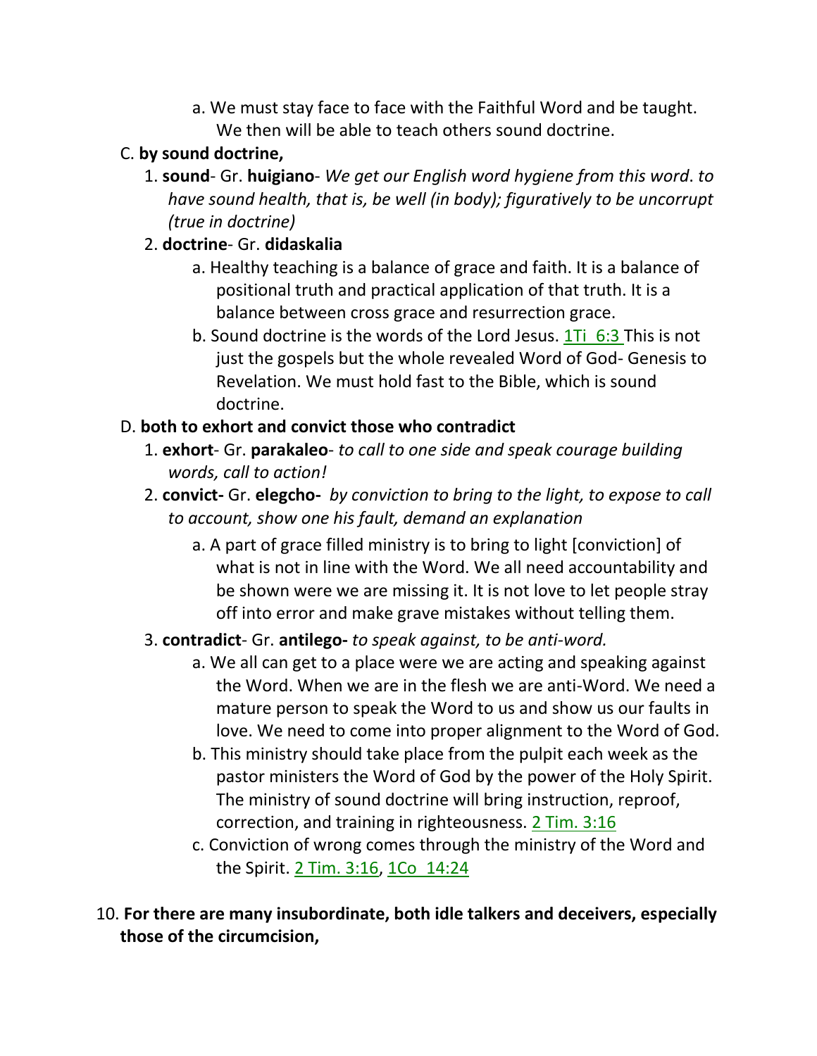a. We must stay face to face with the Faithful Word and be taught. We then will be able to teach others sound doctrine.

C. **by sound doctrine,**

1. **sound**- Gr. **huigiano**- *We get our English word hygiene from this word*. *to have sound health, that is, be well (in body); figuratively to be uncorrupt (true in doctrine)*

2. **doctrine**- Gr. **didaskalia**

a. Healthy teaching is a balance of grace and faith. It is a balance of positional truth and practical application of that truth. It is a balance between cross grace and resurrection grace.

b. Sound doctrine is the words of the Lord Jesus. 1Ti 6:3 This is not just the gospels but the whole revealed Word of God- Genesis to Revelation. We must hold fast to the Bible, which is sound doctrine.

D. **both to exhort and convict those who contradict**

1. **exhort**- Gr. **parakaleo**- *to call to one side and speak courage building words, call to action!*

2. **convict-** Gr. **elegcho-** *by conviction to bring to the light, to expose to call to account, show one his fault, demand an explanation*

a. A part of grace filled ministry is to bring to light [conviction] of what is not in line with the Word. We all need accountability and be shown were we are missing it. It is not love to let people stray off into error and make grave mistakes without telling them.

3. **contradict**- Gr. **antilego-** *to speak against, to be anti-word.*

a. We all can get to a place were we are acting and speaking against the Word. When we are in the flesh we are anti-Word. We need a mature person to speak the Word to us and show us our faults in love. We need to come into proper alignment to the Word of God.

b. This ministry should take place from the pulpit each week as the pastor ministers the Word of God by the power of the Holy Spirit. The ministry of sound doctrine will bring instruction, reproof, correction, and training in righteousness. 2 Tim. 3:16

c. Conviction of wrong comes through the ministry of the Word and the Spirit. 2 Tim. 3:16, 1Co 14:24

10. **For there are many insubordinate, both idle talkers and deceivers, especially those of the circumcision,**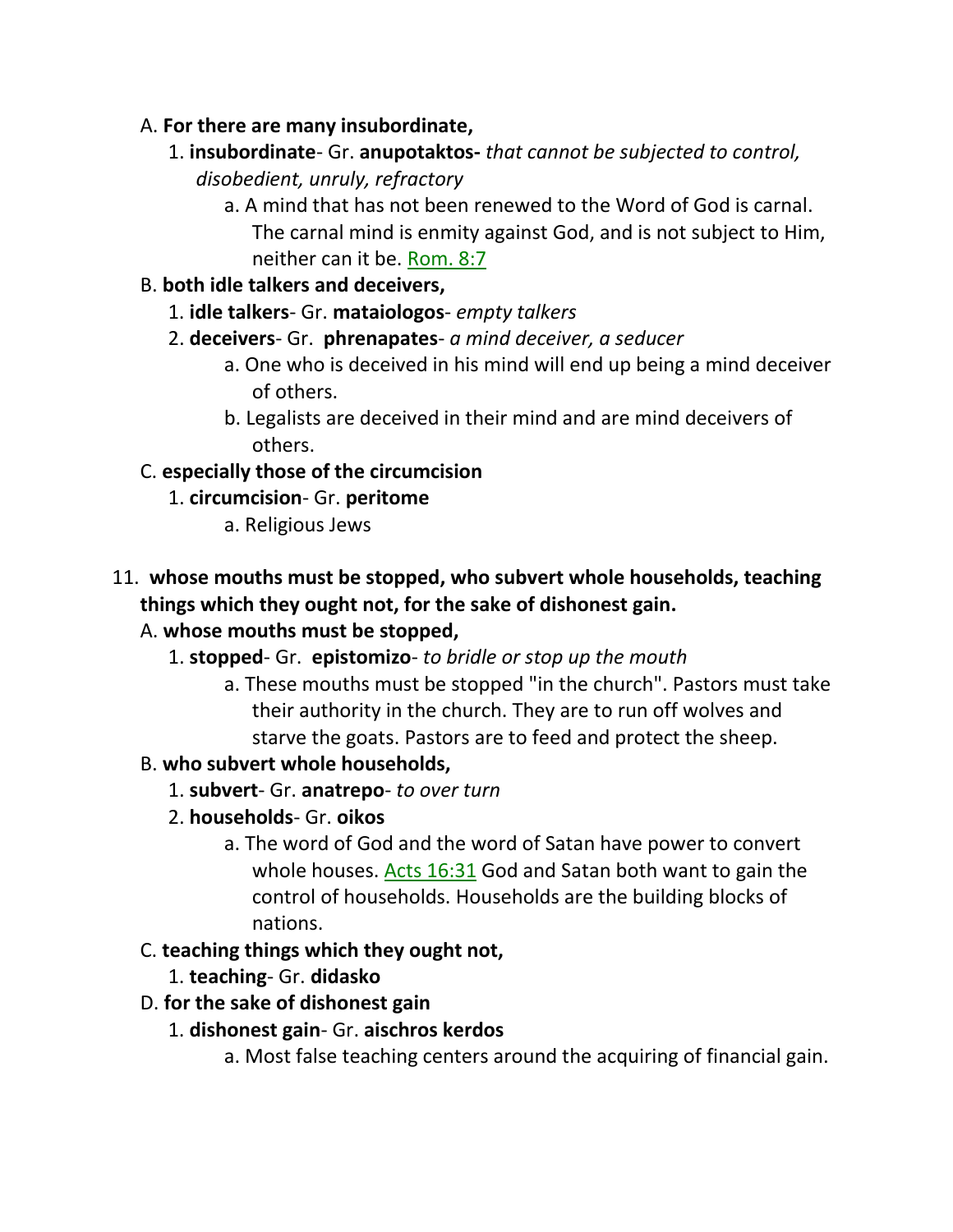A. **For there are many insubordinate,**

1. **insubordinate**- Gr. **anupotaktos-** *that cannot be subjected to control, disobedient, unruly, refractory*

a. A mind that has not been renewed to the Word of God is carnal. The carnal mind is enmity against God, and is not subject to Him, neither can it be. Rom. 8:7

B. **both idle talkers and deceivers,**

1. **idle talkers**- Gr. **mataiologos**- *empty talkers*

2. **deceivers**- Gr. **phrenapates**- *a mind deceiver, a seducer*

a. One who is deceived in his mind will end up being a mind deceiver of others.

b. Legalists are deceived in their mind and are mind deceivers of others.

C. **especially those of the circumcision**

1. **circumcision**- Gr. **peritome**

a. Religious Jews

11. **whose mouths must be stopped, who subvert whole households, teaching things which they ought not, for the sake of dishonest gain.**

A. **whose mouths must be stopped,**

1. **stopped**- Gr. **epistomizo**- *to bridle or stop up the mouth*

a. These mouths must be stopped "in the church". Pastors must take their authority in the church. They are to run off wolves and starve the goats. Pastors are to feed and protect the sheep.

B. **who subvert whole households,**

1. **subvert**- Gr. **anatrepo**- *to over turn*

2. **households**- Gr. **oikos**

a. The word of God and the word of Satan have power to convert whole houses. Acts 16:31 God and Satan both want to gain the control of households. Households are the building blocks of nations.

C. **teaching things which they ought not,**

1. **teaching**- Gr. **didasko**

D. **for the sake of dishonest gain**

1. **dishonest gain**- Gr. **aischros kerdos**

a. Most false teaching centers around the acquiring of financial gain.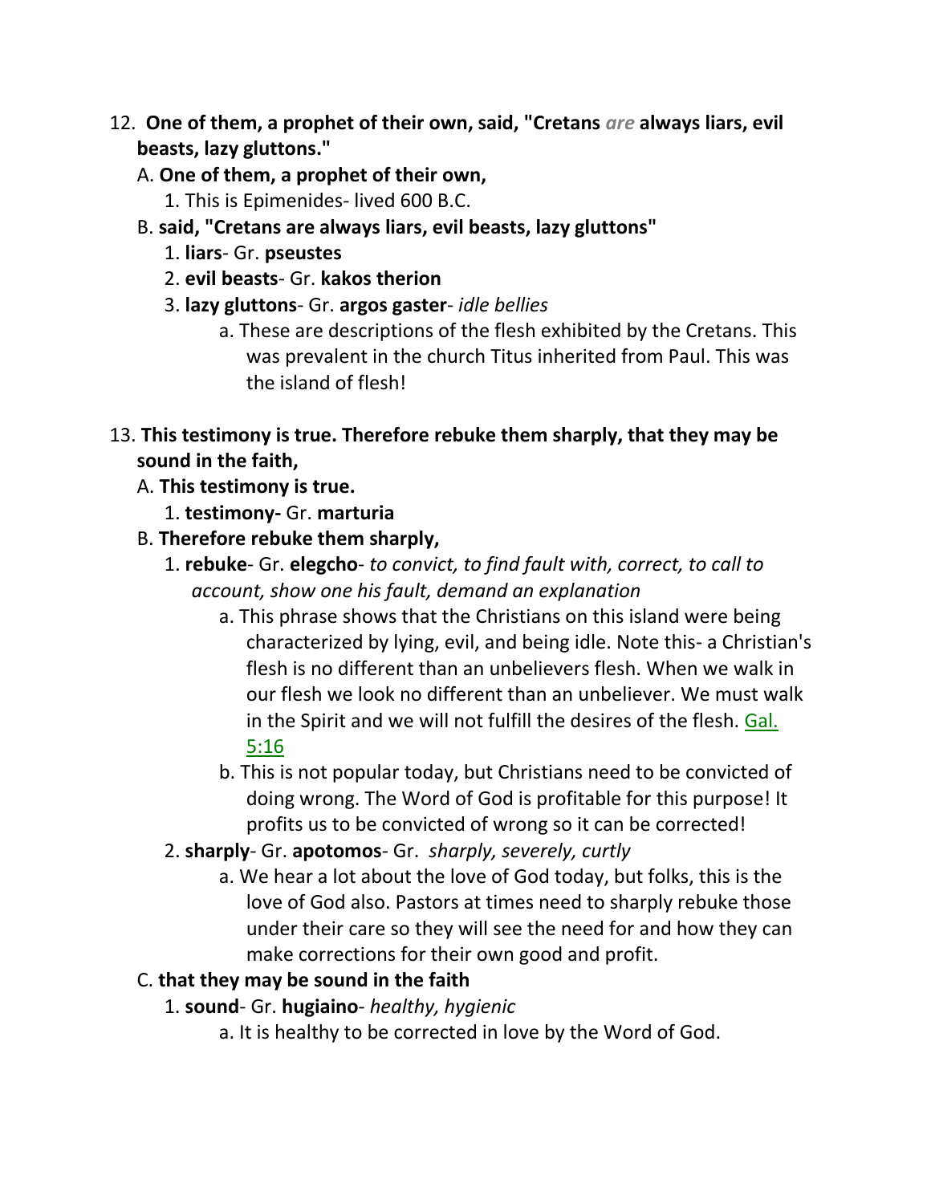12. **One of them, a prophet of their own, said, "Cretans *are* always liars, evil beasts, lazy gluttons."**
    A. **One of them, a prophet of their own,**
        1. This is Epimenides- lived 600 B.C.
    B. **said, "Cretans are always liars, evil beasts, lazy gluttons"**
        1. **liars**- Gr. **pseustes**
        2. **evil beasts**- Gr. **kakos therion**
        3. **lazy gluttons**- Gr. **argos gaster**- *idle bellies*
            a. These are descriptions of the flesh exhibited by the Cretans. This was prevalent in the church Titus inherited from Paul. This was the island of flesh!

13. **This testimony is true. Therefore rebuke them sharply, that they may be sound in the faith,**
    A. **This testimony is true.**
        1. **testimony-** Gr. **marturia**
    B. **Therefore rebuke them sharply,**
        1. **rebuke**- Gr. **elegcho**- *to convict, to find fault with, correct, to call to account, show one his fault, demand an explanation*
            a. This phrase shows that the Christians on this island were being characterized by lying, evil, and being idle. Note this- a Christian's flesh is no different than an unbelievers flesh. When we walk in our flesh we look no different than an unbeliever. We must walk in the Spirit and we will not fulfill the desires of the flesh. Gal. 5:16
            b. This is not popular today, but Christians need to be convicted of doing wrong. The Word of God is profitable for this purpose! It profits us to be convicted of wrong so it can be corrected!
        2. **sharply**- Gr. **apotomos**- Gr. *sharply, severely, curtly*
            a. We hear a lot about the love of God today, but folks, this is the love of God also. Pastors at times need to sharply rebuke those under their care so they will see the need for and how they can make corrections for their own good and profit.
    C. **that they may be sound in the faith**
        1. **sound**- Gr. **hugiaino**- *healthy, hygienic*
            a. It is healthy to be corrected in love by the Word of God.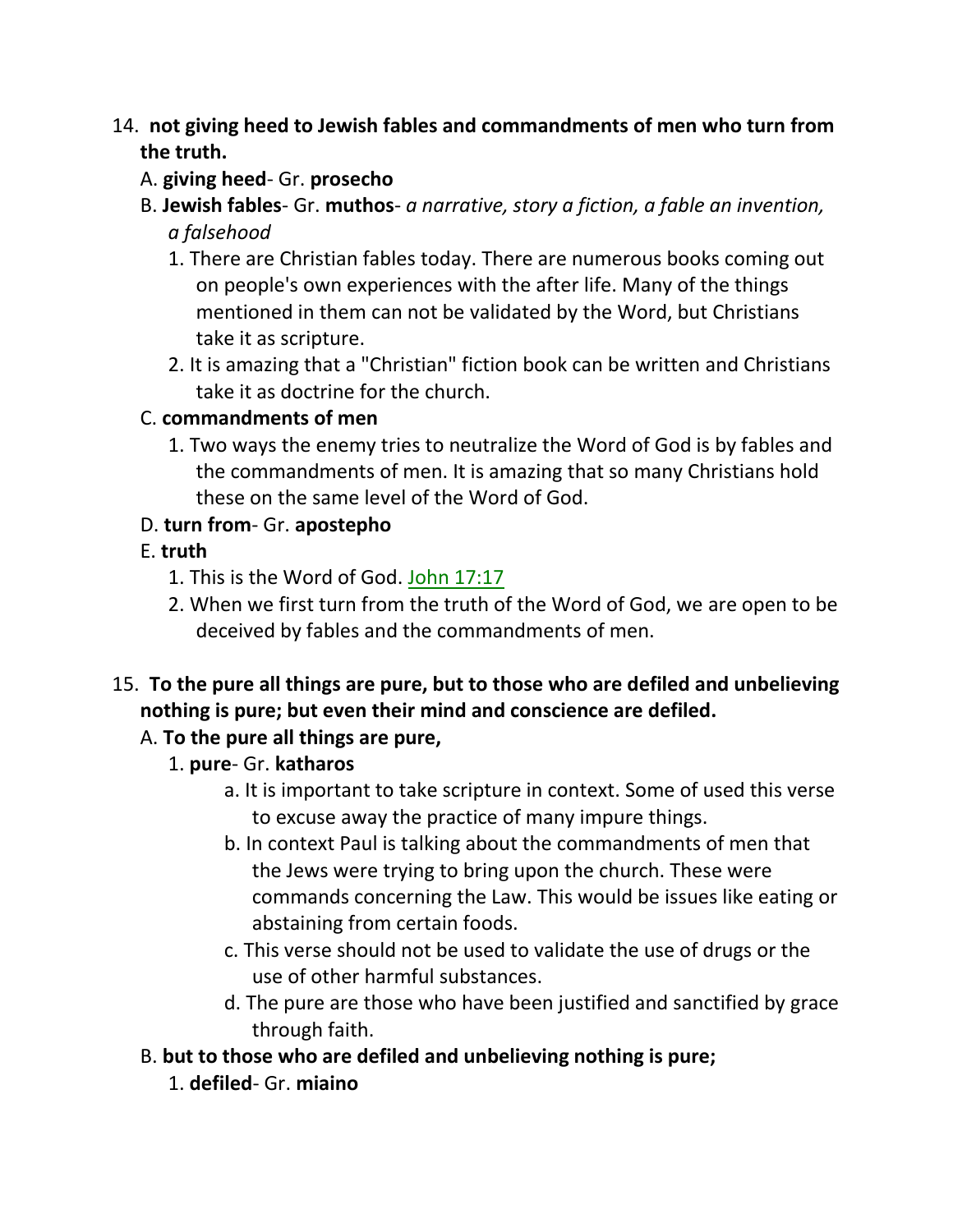14. **not giving heed to Jewish fables and commandments of men who turn from the truth.**
    A. **giving heed**- Gr. **prosecho**
    B. **Jewish fables**- Gr. **muthos**- *a narrative, story a fiction, a fable an invention, a falsehood*
        1. There are Christian fables today. There are numerous books coming out on people's own experiences with the after life. Many of the things mentioned in them can not be validated by the Word, but Christians take it as scripture.
        2. It is amazing that a "Christian" fiction book can be written and Christians take it as doctrine for the church.
    C. **commandments of men**
        1. Two ways the enemy tries to neutralize the Word of God is by fables and the commandments of men. It is amazing that so many Christians hold these on the same level of the Word of God.
    D. **turn from**- Gr. **apostepho**
    E. **truth**
        1. This is the Word of God. John 17:17
        2. When we first turn from the truth of the Word of God, we are open to be deceived by fables and the commandments of men.

15. **To the pure all things are pure, but to those who are defiled and unbelieving nothing is pure; but even their mind and conscience are defiled.**
    A. **To the pure all things are pure,**
        1. **pure**- Gr. **katharos**
            a. It is important to take scripture in context. Some of used this verse to excuse away the practice of many impure things.
            b. In context Paul is talking about the commandments of men that the Jews were trying to bring upon the church. These were commands concerning the Law. This would be issues like eating or abstaining from certain foods.
            c. This verse should not be used to validate the use of drugs or the use of other harmful substances.
            d. The pure are those who have been justified and sanctified by grace through faith.
    B. **but to those who are defiled and unbelieving nothing is pure;**
        1. **defiled**- Gr. **miaino**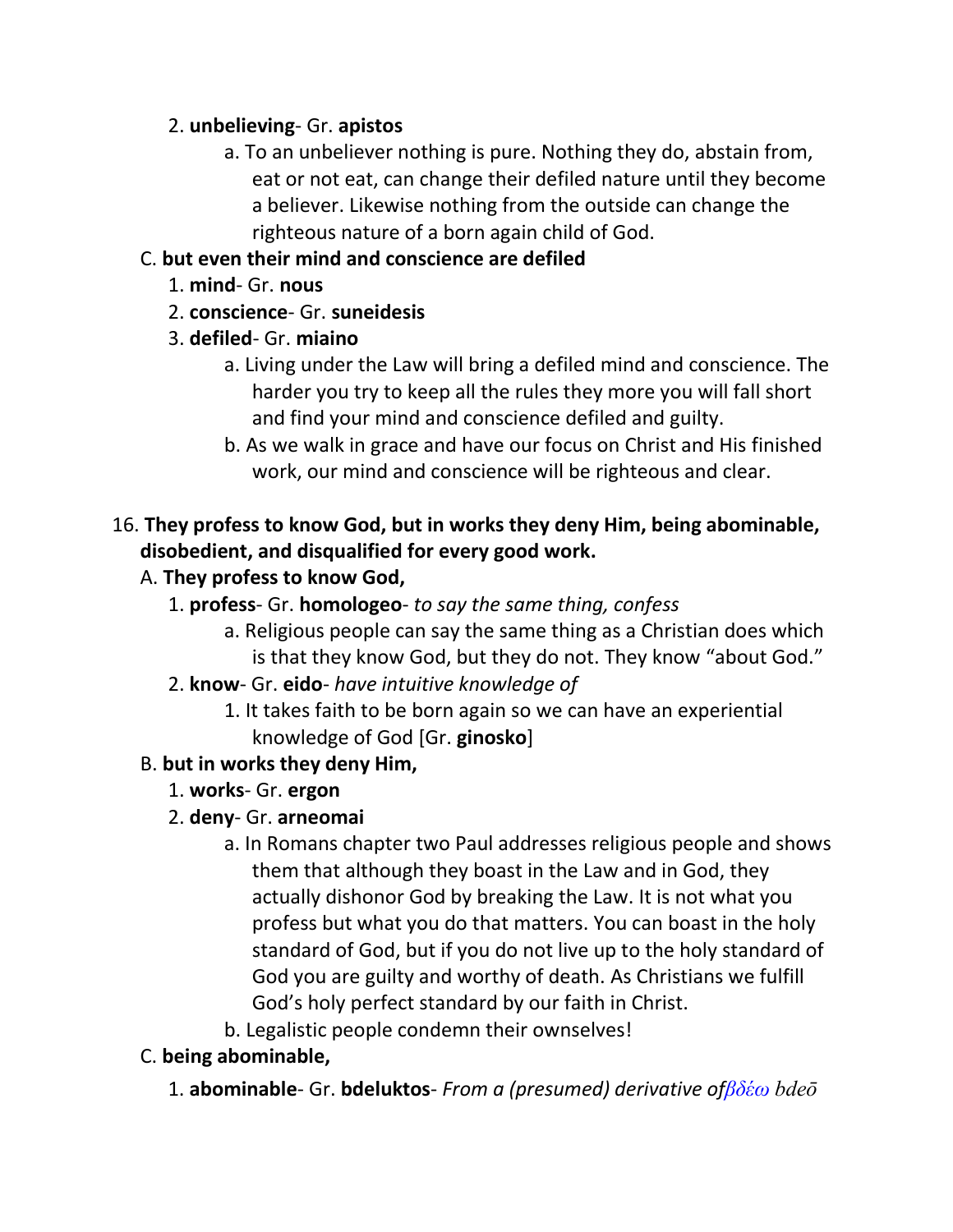2. **unbelieving**- Gr. **apistos**
    a. To an unbeliever nothing is pure. Nothing they do, abstain from, eat or not eat, can change their defiled nature until they become a believer. Likewise nothing from the outside can change the righteous nature of a born again child of God.

C. **but even their mind and conscience are defiled**

1. **mind**- Gr. **nous**
2. **conscience**- Gr. **suneidesis**
3. **defiled**- Gr. **miaino**
    a. Living under the Law will bring a defiled mind and conscience. The harder you try to keep all the rules they more you will fall short and find your mind and conscience defiled and guilty.
    b. As we walk in grace and have our focus on Christ and His finished work, our mind and conscience will be righteous and clear.

16. **They profess to know God, but in works they deny Him, being abominable, disobedient, and disqualified for every good work.**

A. **They profess to know God,**

1. **profess**- Gr. **homologeo**- *to say the same thing, confess*
    a. Religious people can say the same thing as a Christian does which is that they know God, but they do not. They know "about God."
2. **know**- Gr. **eido**- *have intuitive knowledge of*
    1. It takes faith to be born again so we can have an experiential knowledge of God [Gr. **ginosko**]

B. **but in works they deny Him,**

1. **works**- Gr. **ergon**
2. **deny**- Gr. **arneomai**
    a. In Romans chapter two Paul addresses religious people and shows them that although they boast in the Law and in God, they actually dishonor God by breaking the Law. It is not what you profess but what you do that matters. You can boast in the holy standard of God, but if you do not live up to the holy standard of God you are guilty and worthy of death. As Christians we fulfill God's holy perfect standard by our faith in Christ.
    b. Legalistic people condemn their ownselves!

C. **being abominable,**

1. **abominable**- Gr. **bdeluktos**- *From a (presumed) derivative ofβδέω bdeō*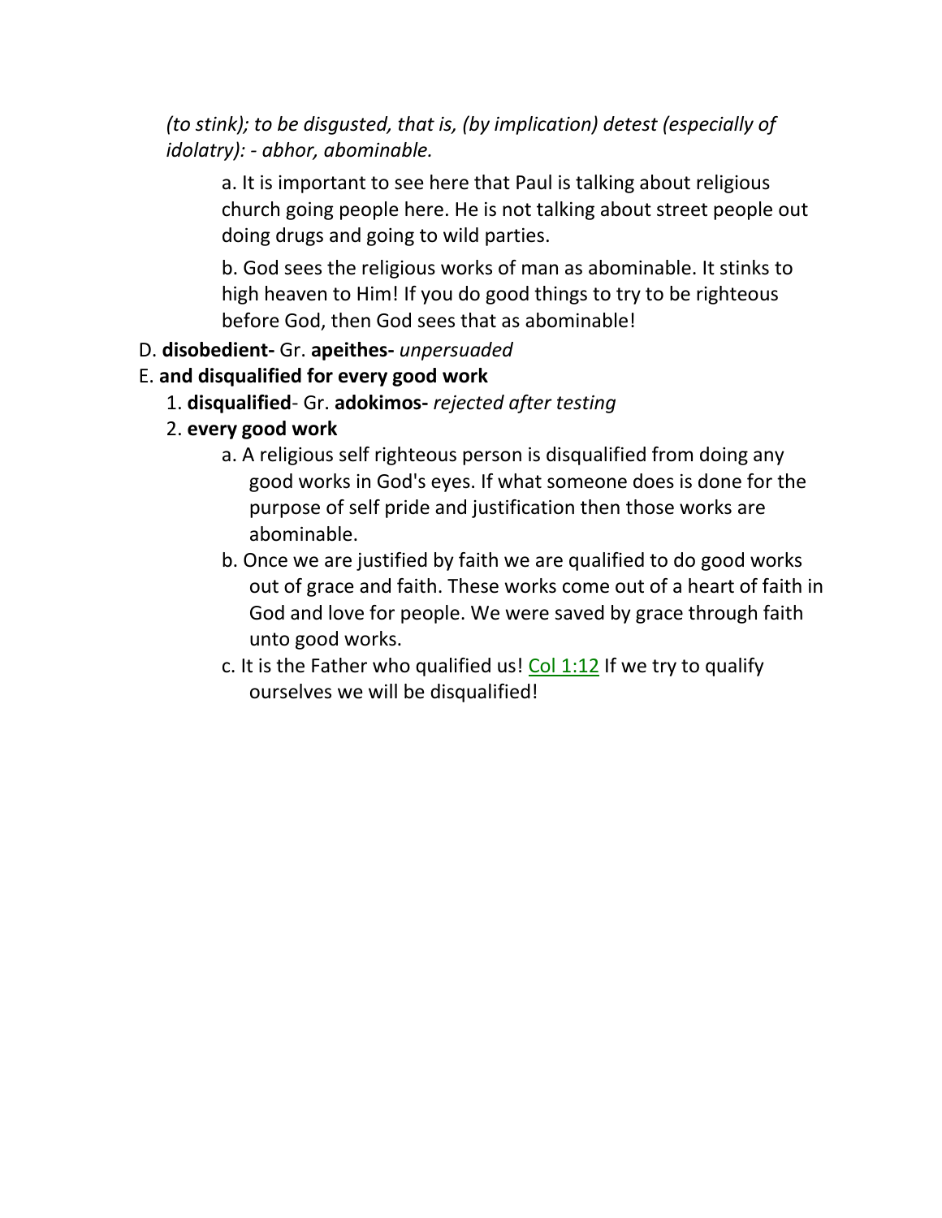*(to stink); to be disgusted, that is, (by implication) detest (especially of idolatry): - abhor, abominable.*

a. It is important to see here that Paul is talking about religious church going people here. He is not talking about street people out doing drugs and going to wild parties.

b. God sees the religious works of man as abominable. It stinks to high heaven to Him! If you do good things to try to be righteous before God, then God sees that as abominable!

D. **disobedient-** Gr. **apeithes-** *unpersuaded*

E. **and disqualified for every good work**

1. **disqualified**- Gr. **adokimos-** *rejected after testing*

2. **every good work**

a. A religious self righteous person is disqualified from doing any good works in God's eyes. If what someone does is done for the purpose of self pride and justification then those works are abominable.

b. Once we are justified by faith we are qualified to do good works out of grace and faith. These works come out of a heart of faith in God and love for people. We were saved by grace through faith unto good works.

c. It is the Father who qualified us! Col 1:12 If we try to qualify ourselves we will be disqualified!